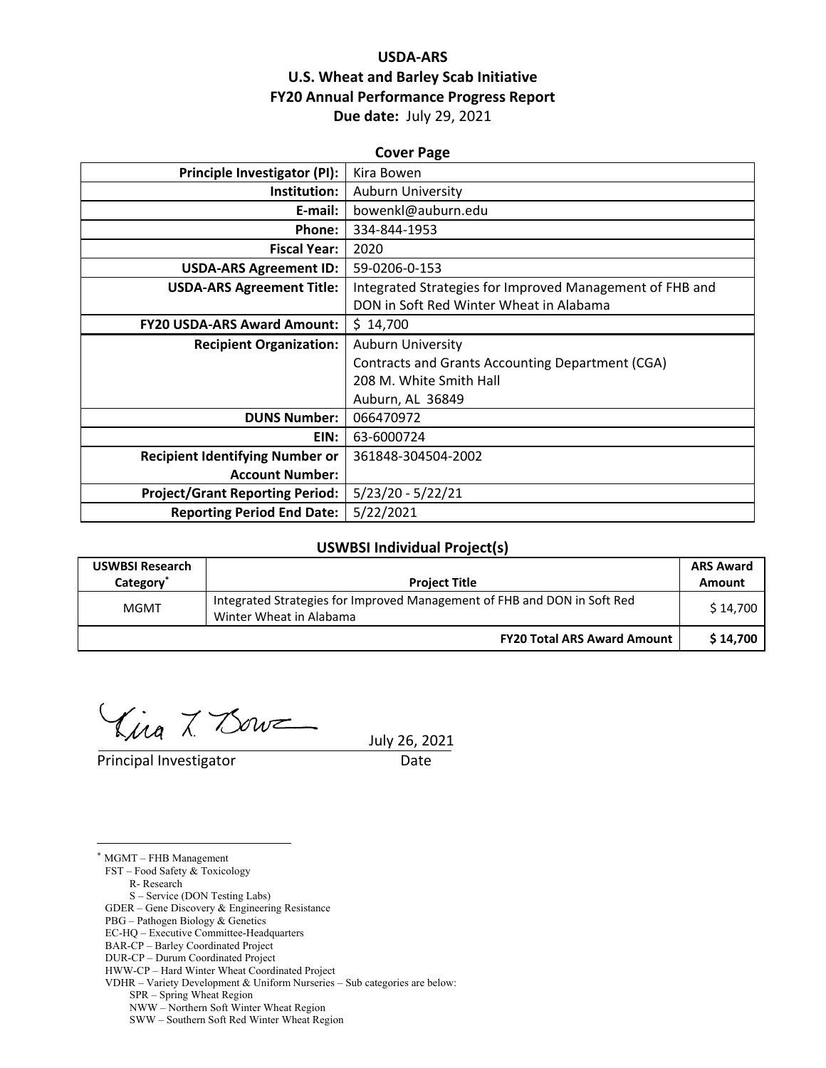# USDA-ARS
# U.S. Wheat and Barley Scab Initiative
# FY20 Annual Performance Progress Report

**Due date:** July 29, 2021

## Cover Page

| | |
|---|---|
| **Principle Investigator (PI):** | Kira Bowen |
| **Institution:** | Auburn University |
| **E-mail:** | bowenkl@auburn.edu |
| **Phone:** | 334-844-1953 |
| **Fiscal Year:** | 2020 |
| **USDA-ARS Agreement ID:** | 59-0206-0-153 |
| **USDA-ARS Agreement Title:** | Integrated Strategies for Improved Management of FHB and DON in Soft Red Winter Wheat in Alabama |
| **FY20 USDA-ARS Award Amount:** | $ 14,700 |
| **Recipient Organization:** | Auburn University<br>Contracts and Grants Accounting Department (CGA)<br>208 M. White Smith Hall<br>Auburn, AL 36849 |
| **DUNS Number:** | 066470972 |
| **EIN:** | 63-6000724 |
| **Recipient Identifying Number or Account Number:** | 361848-304504-2002 |
| **Project/Grant Reporting Period:** | 5/23/20 - 5/22/21 |
| **Reporting Period End Date:** | 5/22/2021 |

## USWBSI Individual Project(s)

| USWBSI Research Category* | Project Title | ARS Award Amount |
|---|---|---|
| MGMT | Integrated Strategies for Improved Management of FHB and DON in Soft Red Winter Wheat in Alabama | $ 14,700 |
| | **FY20 Total ARS Award Amount** | **$ 14,700** |

Kira L. Bowen (signature) July 26, 2021

Principal Investigator Date

---

* MGMT – FHB Management
FST – Food Safety & Toxicology
  R- Research
  S – Service (DON Testing Labs)
GDER – Gene Discovery & Engineering Resistance
PBG – Pathogen Biology & Genetics
EC-HQ – Executive Committee-Headquarters
BAR-CP – Barley Coordinated Project
DUR-CP – Durum Coordinated Project
HWW-CP – Hard Winter Wheat Coordinated Project
VDHR – Variety Development & Uniform Nurseries – Sub categories are below:
  SPR – Spring Wheat Region
  NWW – Northern Soft Winter Wheat Region
  SWW – Southern Soft Red Winter Wheat Region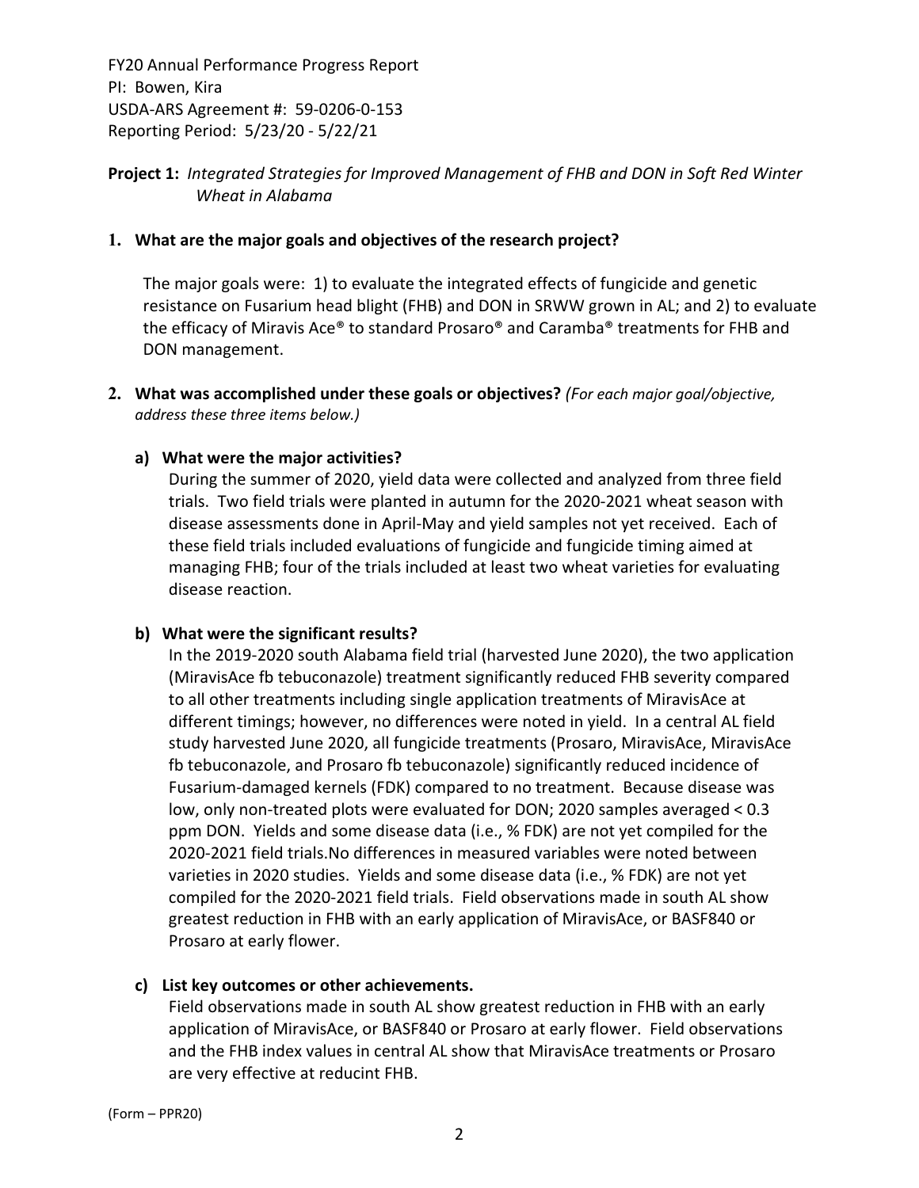FY20 Annual Performance Progress Report
PI: Bowen, Kira
USDA-ARS Agreement #: 59-0206-0-153
Reporting Period: 5/23/20 - 5/22/21

**Project 1:** *Integrated Strategies for Improved Management of FHB and DON in Soft Red Winter Wheat in Alabama*

**1. What are the major goals and objectives of the research project?**

The major goals were: 1) to evaluate the integrated effects of fungicide and genetic resistance on Fusarium head blight (FHB) and DON in SRWW grown in AL; and 2) to evaluate the efficacy of Miravis Ace® to standard Prosaro® and Caramba® treatments for FHB and DON management.

**2. What was accomplished under these goals or objectives?** *(For each major goal/objective, address these three items below.)*

**a) What were the major activities?**

During the summer of 2020, yield data were collected and analyzed from three field trials. Two field trials were planted in autumn for the 2020-2021 wheat season with disease assessments done in April-May and yield samples not yet received. Each of these field trials included evaluations of fungicide and fungicide timing aimed at managing FHB; four of the trials included at least two wheat varieties for evaluating disease reaction.

**b) What were the significant results?**

In the 2019-2020 south Alabama field trial (harvested June 2020), the two application (MiravisAce fb tebuconazole) treatment significantly reduced FHB severity compared to all other treatments including single application treatments of MiravisAce at different timings; however, no differences were noted in yield. In a central AL field study harvested June 2020, all fungicide treatments (Prosaro, MiravisAce, MiravisAce fb tebuconazole, and Prosaro fb tebuconazole) significantly reduced incidence of Fusarium-damaged kernels (FDK) compared to no treatment. Because disease was low, only non-treated plots were evaluated for DON; 2020 samples averaged < 0.3 ppm DON. Yields and some disease data (i.e., % FDK) are not yet compiled for the 2020-2021 field trials.No differences in measured variables were noted between varieties in 2020 studies. Yields and some disease data (i.e., % FDK) are not yet compiled for the 2020-2021 field trials. Field observations made in south AL show greatest reduction in FHB with an early application of MiravisAce, or BASF840 or Prosaro at early flower.

**c) List key outcomes or other achievements.**

Field observations made in south AL show greatest reduction in FHB with an early application of MiravisAce, or BASF840 or Prosaro at early flower. Field observations and the FHB index values in central AL show that MiravisAce treatments or Prosaro are very effective at reducint FHB.

(Form – PPR20)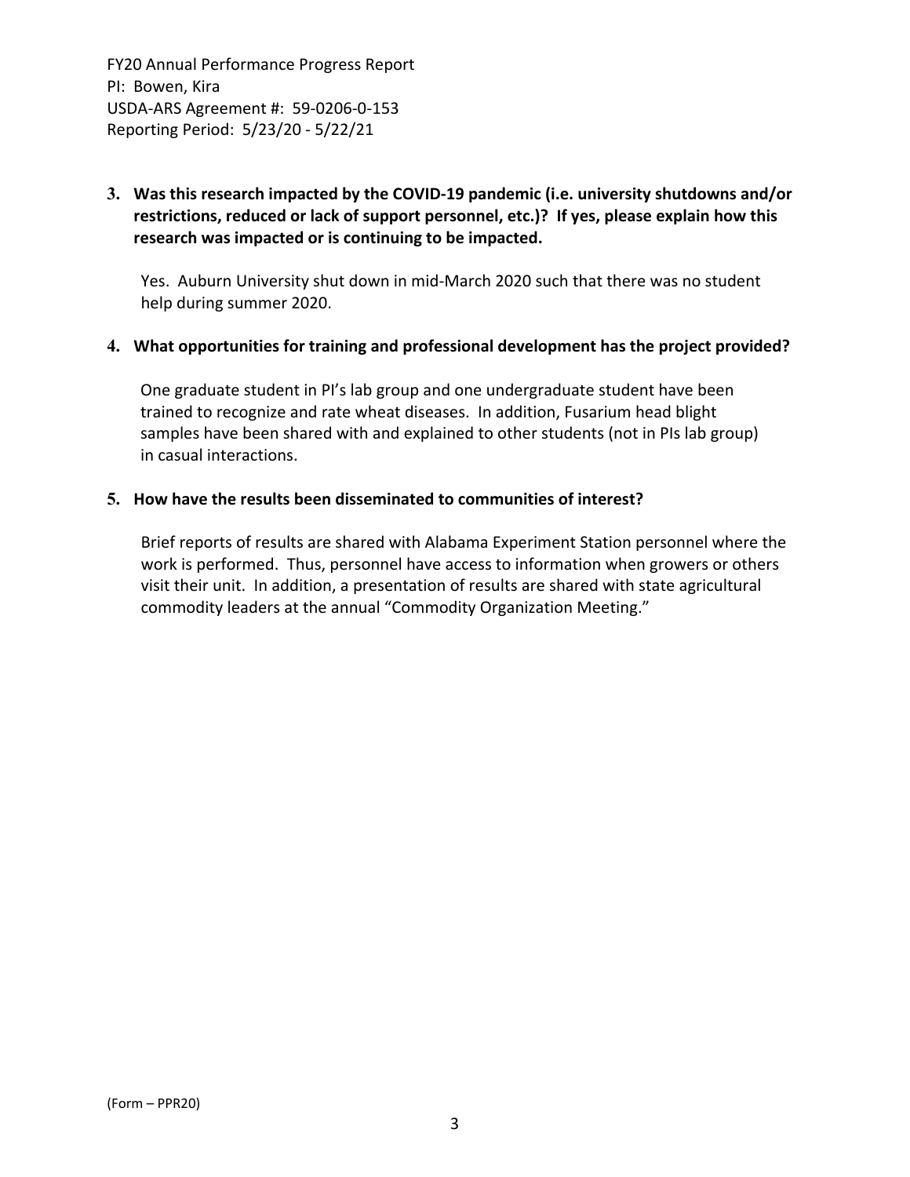**3. Was this research impacted by the COVID-19 pandemic (i.e. university shutdowns and/or restrictions, reduced or lack of support personnel, etc.)? If yes, please explain how this research was impacted or is continuing to be impacted.**

Yes. Auburn University shut down in mid-March 2020 such that there was no student help during summer 2020.

**4. What opportunities for training and professional development has the project provided?**

One graduate student in PI's lab group and one undergraduate student have been trained to recognize and rate wheat diseases. In addition, Fusarium head blight samples have been shared with and explained to other students (not in PIs lab group) in casual interactions.

**5. How have the results been disseminated to communities of interest?**

Brief reports of results are shared with Alabama Experiment Station personnel where the work is performed. Thus, personnel have access to information when growers or others visit their unit. In addition, a presentation of results are shared with state agricultural commodity leaders at the annual "Commodity Organization Meeting."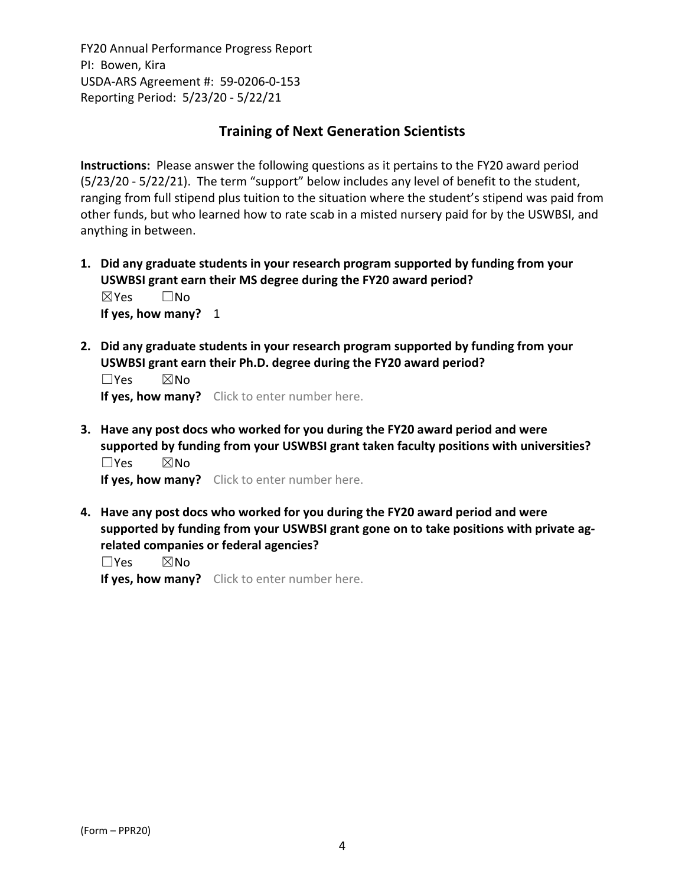## Training of Next Generation Scientists

**Instructions:** Please answer the following questions as it pertains to the FY20 award period (5/23/20 - 5/22/21). The term "support" below includes any level of benefit to the student, ranging from full stipend plus tuition to the situation where the student's stipend was paid from other funds, but who learned how to rate scab in a misted nursery paid for by the USWBSI, and anything in between.

1. **Did any graduate students in your research program supported by funding from your USWBSI grant earn their MS degree during the FY20 award period?**
   ☒Yes ☐No
   **If yes, how many?** 1

2. **Did any graduate students in your research program supported by funding from your USWBSI grant earn their Ph.D. degree during the FY20 award period?**
   ☐Yes ☒No
   **If yes, how many?** Click to enter number here.

3. **Have any post docs who worked for you during the FY20 award period and were supported by funding from your USWBSI grant taken faculty positions with universities?**
   ☐Yes ☒No
   **If yes, how many?** Click to enter number here.

4. **Have any post docs who worked for you during the FY20 award period and were supported by funding from your USWBSI grant gone on to take positions with private ag-related companies or federal agencies?**
   ☐Yes ☒No
   **If yes, how many?** Click to enter number here.

(Form – PPR20)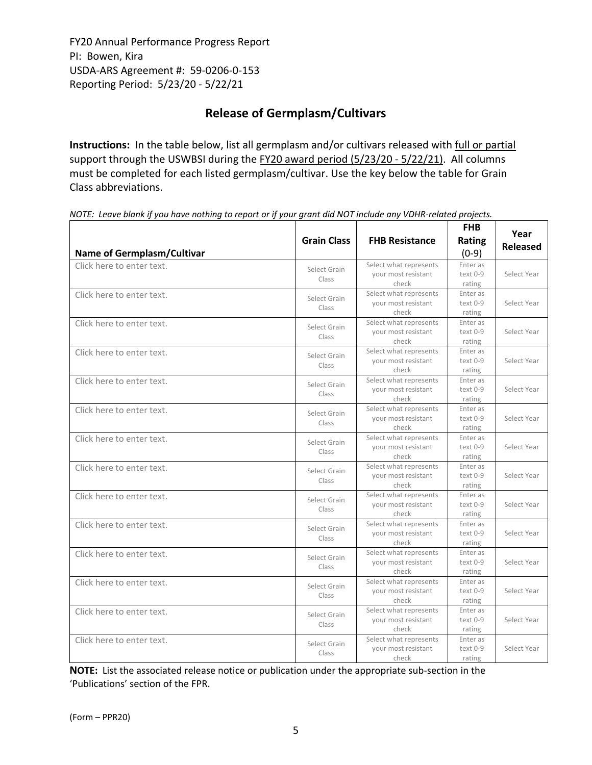FY20 Annual Performance Progress Report
PI: Bowen, Kira
USDA-ARS Agreement #: 59-0206-0-153
Reporting Period: 5/23/20 - 5/22/21

## Release of Germplasm/Cultivars

**Instructions:** In the table below, list all germplasm and/or cultivars released with full or partial support through the USWBSI during the FY20 award period (5/23/20 - 5/22/21). All columns must be completed for each listed germplasm/cultivar. Use the key below the table for Grain Class abbreviations.

*NOTE: Leave blank if you have nothing to report or if your grant did NOT include any VDHR-related projects.*

| Name of Germplasm/Cultivar | Grain Class | FHB Resistance | FHB Rating (0-9) | Year Released |
|---|---|---|---|---|
| Click here to enter text. | Select Grain Class | Select what represents your most resistant check | Enter as text 0-9 rating | Select Year |
| Click here to enter text. | Select Grain Class | Select what represents your most resistant check | Enter as text 0-9 rating | Select Year |
| Click here to enter text. | Select Grain Class | Select what represents your most resistant check | Enter as text 0-9 rating | Select Year |
| Click here to enter text. | Select Grain Class | Select what represents your most resistant check | Enter as text 0-9 rating | Select Year |
| Click here to enter text. | Select Grain Class | Select what represents your most resistant check | Enter as text 0-9 rating | Select Year |
| Click here to enter text. | Select Grain Class | Select what represents your most resistant check | Enter as text 0-9 rating | Select Year |
| Click here to enter text. | Select Grain Class | Select what represents your most resistant check | Enter as text 0-9 rating | Select Year |
| Click here to enter text. | Select Grain Class | Select what represents your most resistant check | Enter as text 0-9 rating | Select Year |
| Click here to enter text. | Select Grain Class | Select what represents your most resistant check | Enter as text 0-9 rating | Select Year |
| Click here to enter text. | Select Grain Class | Select what represents your most resistant check | Enter as text 0-9 rating | Select Year |
| Click here to enter text. | Select Grain Class | Select what represents your most resistant check | Enter as text 0-9 rating | Select Year |
| Click here to enter text. | Select Grain Class | Select what represents your most resistant check | Enter as text 0-9 rating | Select Year |
| Click here to enter text. | Select Grain Class | Select what represents your most resistant check | Enter as text 0-9 rating | Select Year |
| Click here to enter text. | Select Grain Class | Select what represents your most resistant check | Enter as text 0-9 rating | Select Year |

**NOTE:** List the associated release notice or publication under the appropriate sub-section in the 'Publications' section of the FPR.

(Form – PPR20)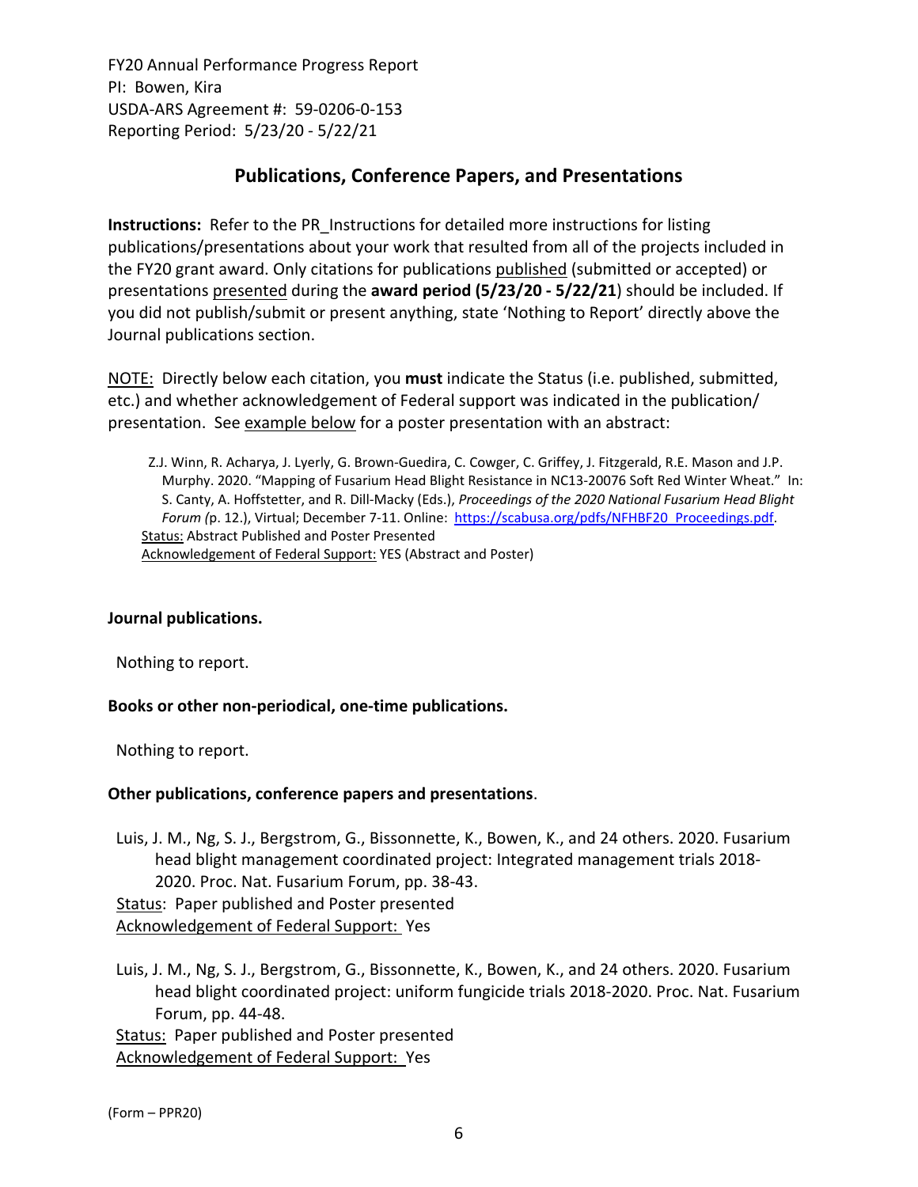FY20 Annual Performance Progress Report
PI: Bowen, Kira
USDA-ARS Agreement #: 59-0206-0-153
Reporting Period: 5/23/20 - 5/22/21

## Publications, Conference Papers, and Presentations

**Instructions:** Refer to the PR_Instructions for detailed more instructions for listing publications/presentations about your work that resulted from all of the projects included in the FY20 grant award. Only citations for publications published (submitted or accepted) or presentations presented during the **award period (5/23/20 - 5/22/21)** should be included. If you did not publish/submit or present anything, state 'Nothing to Report' directly above the Journal publications section.

NOTE: Directly below each citation, you **must** indicate the Status (i.e. published, submitted, etc.) and whether acknowledgement of Federal support was indicated in the publication/ presentation. See example below for a poster presentation with an abstract:

> Z.J. Winn, R. Acharya, J. Lyerly, G. Brown-Guedira, C. Cowger, C. Griffey, J. Fitzgerald, R.E. Mason and J.P. Murphy. 2020. "Mapping of Fusarium Head Blight Resistance in NC13-20076 Soft Red Winter Wheat." In: S. Canty, A. Hoffstetter, and R. Dill-Macky (Eds.), *Proceedings of the 2020 National Fusarium Head Blight Forum (*p. 12.), Virtual; December 7-11. Online: https://scabusa.org/pdfs/NFHBF20_Proceedings.pdf.
> Status: Abstract Published and Poster Presented
> Acknowledgement of Federal Support: YES (Abstract and Poster)

**Journal publications.**

Nothing to report.

**Books or other non-periodical, one-time publications.**

Nothing to report.

**Other publications, conference papers and presentations.**

Luis, J. M., Ng, S. J., Bergstrom, G., Bissonnette, K., Bowen, K., and 24 others. 2020. Fusarium head blight management coordinated project: Integrated management trials 2018-2020. Proc. Nat. Fusarium Forum, pp. 38-43.
Status: Paper published and Poster presented
Acknowledgement of Federal Support: Yes

Luis, J. M., Ng, S. J., Bergstrom, G., Bissonnette, K., Bowen, K., and 24 others. 2020. Fusarium head blight coordinated project: uniform fungicide trials 2018-2020. Proc. Nat. Fusarium Forum, pp. 44-48.
Status: Paper published and Poster presented
Acknowledgement of Federal Support: Yes

(Form – PPR20)